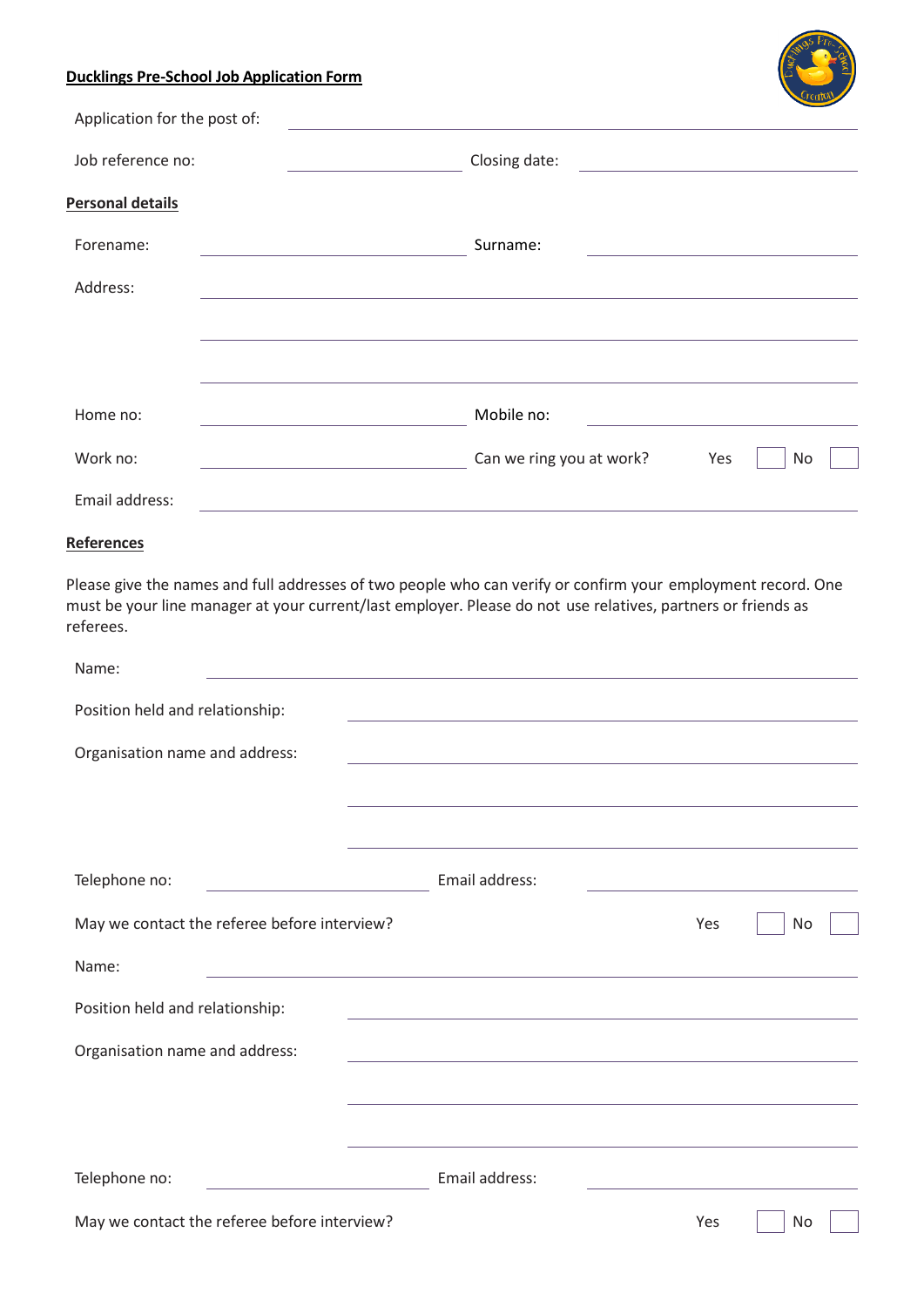**Ducklings Pre-School Job Application Form**

Application for the post of: \_\_\_\_\_\_\_\_\_\_\_\_\_\_\_\_\_\_\_\_\_\_\_\_\_\_\_\_\_\_

Job reference no: \_\_\_\_\_\_\_\_\_\_\_\_\_\_\_ Closing date: \_\_\_\_\_\_\_\_\_\_\_\_\_\_\_

**Personal details**

Forename: \_\_\_\_\_\_\_\_\_\_\_\_\_\_\_ Surname: \_\_\_\_\_\_\_\_\_\_\_\_\_\_\_

Address: \_\_\_\_\_\_\_\_\_\_\_\_\_\_\_\_\_\_\_\_\_\_\_\_\_\_\_\_\_\_

\_\_\_\_\_\_\_\_\_\_\_\_\_\_\_\_\_\_\_\_\_\_\_\_\_\_\_\_\_\_

\_\_\_\_\_\_\_\_\_\_\_\_\_\_\_\_\_\_\_\_\_\_\_\_\_\_\_\_\_\_

Home no: \_\_\_\_\_\_\_\_\_\_\_\_\_\_\_ Mobile no: \_\_\_\_\_\_\_\_\_\_\_\_\_\_\_

Work no: \_\_\_\_\_\_\_\_\_\_\_\_\_\_\_ Can we ring you at work? Yes ☐ No ☐

Email address: \_\_\_\_\_\_\_\_\_\_\_\_\_\_\_\_\_\_\_\_\_\_\_\_\_\_\_\_\_\_

**References**

Please give the names and full addresses of two people who can verify or confirm your employment record. One must be your line manager at your current/last employer. Please do not use relatives, partners or friends as referees.

Name: \_\_\_\_\_\_\_\_\_\_\_\_\_\_\_\_\_\_\_\_\_\_\_\_\_\_\_\_\_\_

Position held and relationship: \_\_\_\_\_\_\_\_\_\_\_\_\_\_\_\_\_\_\_\_\_\_\_\_\_\_\_\_\_\_

Organisation name and address: \_\_\_\_\_\_\_\_\_\_\_\_\_\_\_\_\_\_\_\_\_\_\_\_\_\_\_\_\_\_

\_\_\_\_\_\_\_\_\_\_\_\_\_\_\_\_\_\_\_\_\_\_\_\_\_\_\_\_\_\_

\_\_\_\_\_\_\_\_\_\_\_\_\_\_\_\_\_\_\_\_\_\_\_\_\_\_\_\_\_\_

Telephone no: \_\_\_\_\_\_\_\_\_\_\_\_\_\_\_ Email address: \_\_\_\_\_\_\_\_\_\_\_\_\_\_\_

May we contact the referee before interview? Yes ☐ No ☐

Name: \_\_\_\_\_\_\_\_\_\_\_\_\_\_\_\_\_\_\_\_\_\_\_\_\_\_\_\_\_\_

Position held and relationship: \_\_\_\_\_\_\_\_\_\_\_\_\_\_\_\_\_\_\_\_\_\_\_\_\_\_\_\_\_\_

Organisation name and address: \_\_\_\_\_\_\_\_\_\_\_\_\_\_\_\_\_\_\_\_\_\_\_\_\_\_\_\_\_\_

\_\_\_\_\_\_\_\_\_\_\_\_\_\_\_\_\_\_\_\_\_\_\_\_\_\_\_\_\_\_

\_\_\_\_\_\_\_\_\_\_\_\_\_\_\_\_\_\_\_\_\_\_\_\_\_\_\_\_\_\_

Telephone no: \_\_\_\_\_\_\_\_\_\_\_\_\_\_\_ Email address: \_\_\_\_\_\_\_\_\_\_\_\_\_\_\_

May we contact the referee before interview? Yes ☐ No ☐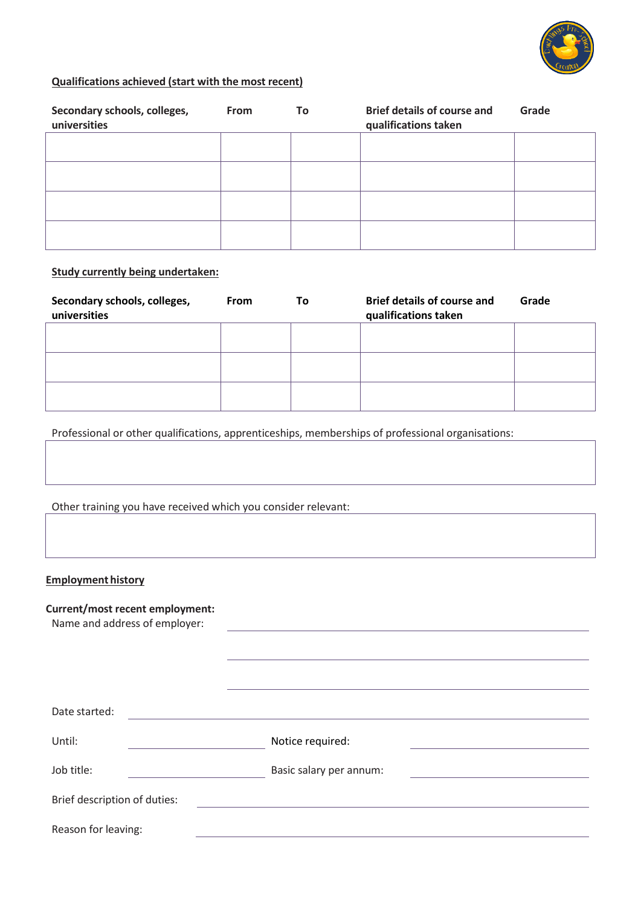**Qualifications achieved (start with the most recent)**

| Secondary schools, colleges, universities | From | To | Brief details of course and qualifications taken | Grade |
|---|---|---|---|---|
| | | | | |
| | | | | |
| | | | | |
| | | | | |

**Study currently being undertaken:**

| Secondary schools, colleges, universities | From | To | Brief details of course and qualifications taken | Grade |
|---|---|---|---|---|
| | | | | |
| | | | | |
| | | | | |

Professional or other qualifications, apprenticeships, memberships of professional organisations:

| |
|---|
| |

Other training you have received which you consider relevant:

| |
|---|
| |

**Employment history**

**Current/most recent employment:**

Name and address of employer: ______________________________

______________________________

______________________________

Date started: ______________________________

Until: ______________ Notice required: ______________

Job title: ______________ Basic salary per annum: ______________

Brief description of duties: ______________________________

Reason for leaving: ______________________________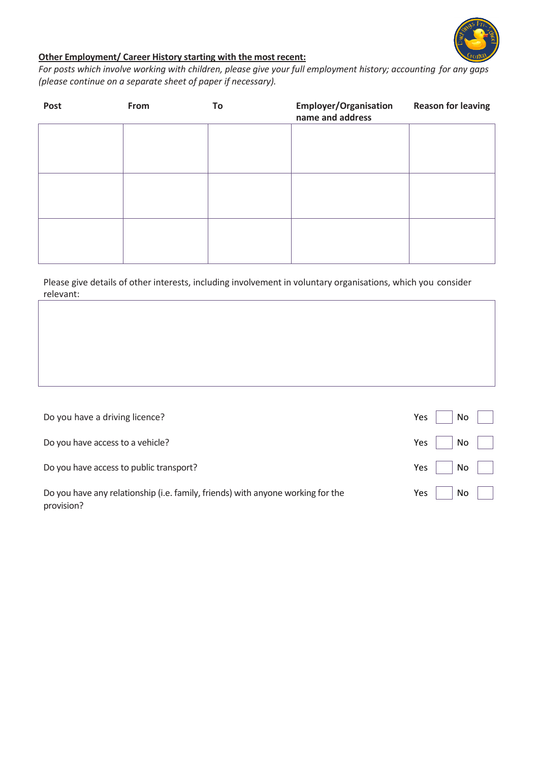**Other Employment/ Career History starting with the most recent:**

*For posts which involve working with children, please give your full employment history; accounting for any gaps (please continue on a separate sheet of paper if necessary).*

| Post | From | To | Employer/Organisation name and address | Reason for leaving |
|---|---|---|---|---|
| | | | | |
| | | | | |
| | | | | |

Please give details of other interests, including involvement in voluntary organisations, which you consider relevant:

| |
|---|
| |

| | | | | |
|---|---|---|---|---|
| Do you have a driving licence? | Yes | ☐ | No | ☐ |
| Do you have access to a vehicle? | Yes | ☐ | No | ☐ |
| Do you have access to public transport? | Yes | ☐ | No | ☐ |
| Do you have any relationship (i.e. family, friends) with anyone working for the provision? | Yes | ☐ | No | ☐ |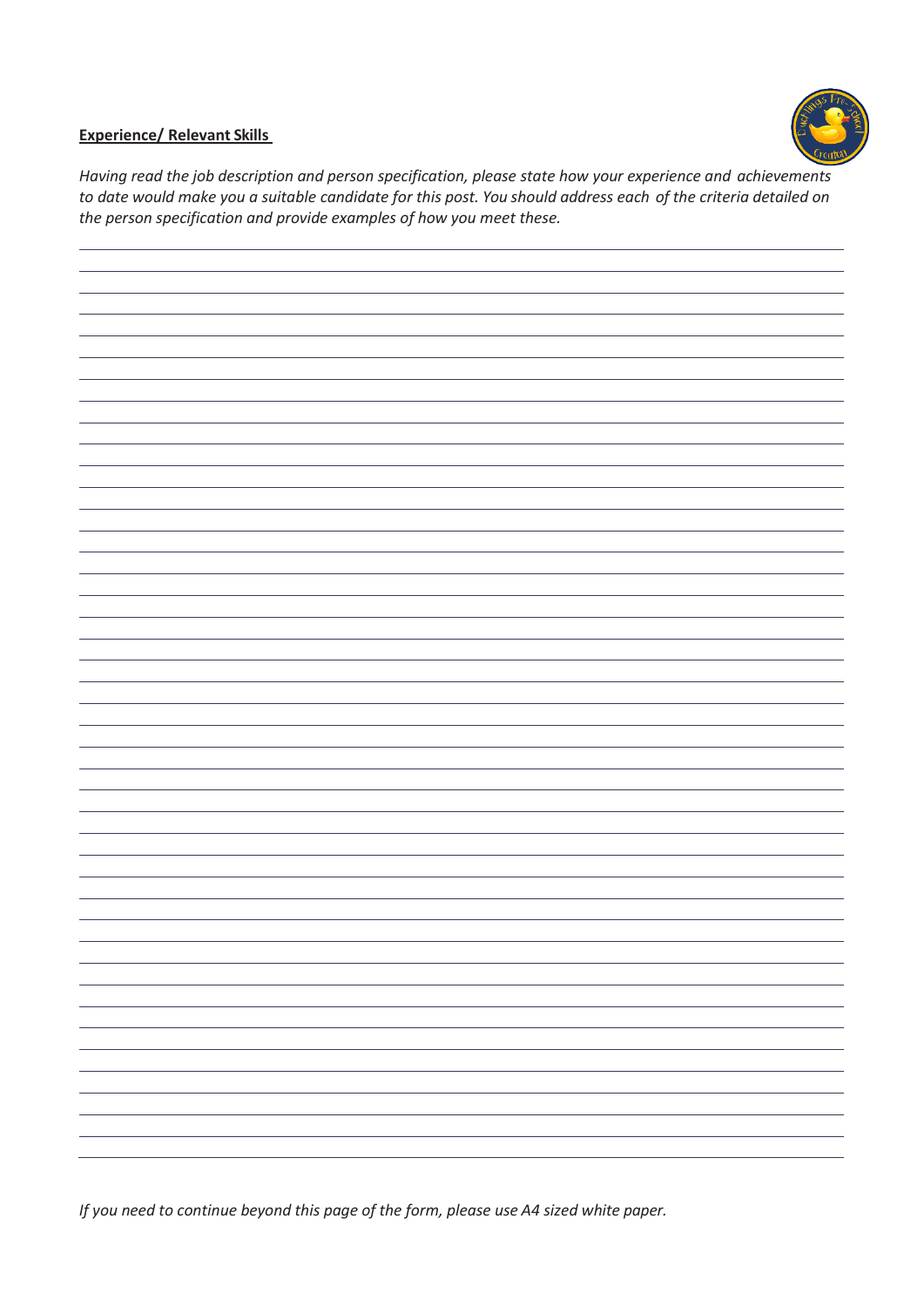**<u>Experience/ Relevant Skills</u>**

*Having read the job description and person specification, please state how your experience and achievements to date would make you a suitable candidate for this post. You should address each of the criteria detailed on the person specification and provide examples of how you meet these.*

*If you need to continue beyond this page of the form, please use A4 sized white paper.*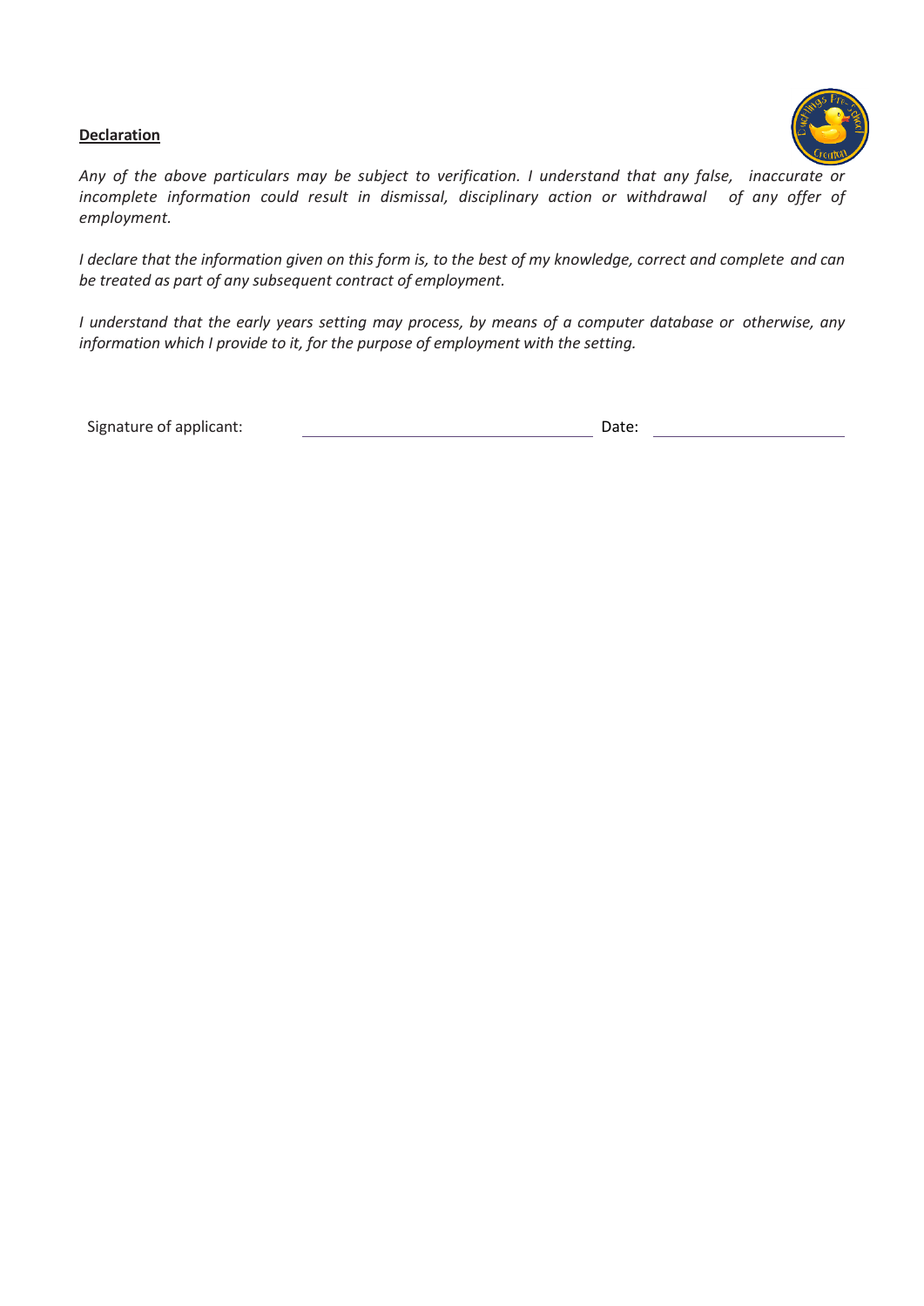**Declaration**

*Any of the above particulars may be subject to verification. I understand that any false, inaccurate or incomplete information could result in dismissal, disciplinary action or withdrawal of any offer of employment.*

*I declare that the information given on this form is, to the best of my knowledge, correct and complete and can be treated as part of any subsequent contract of employment.*

*I understand that the early years setting may process, by means of a computer database or otherwise, any information which I provide to it, for the purpose of employment with the setting.*

Signature of applicant: ______________________________ Date: ____________________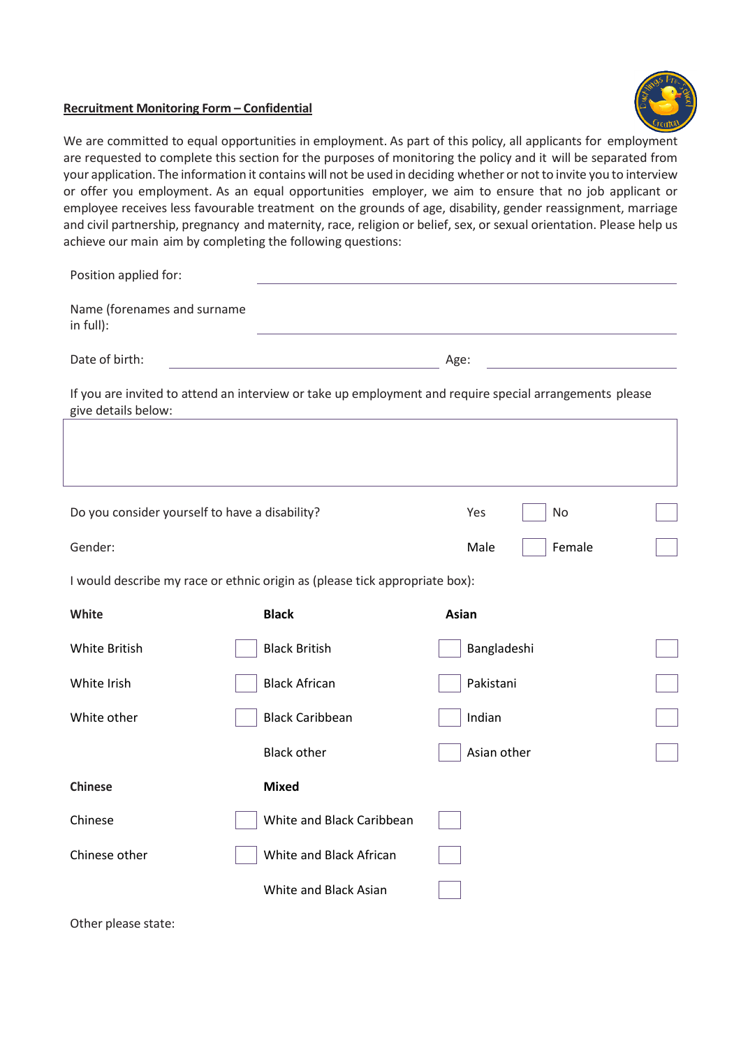**Recruitment Monitoring Form – Confidential**

We are committed to equal opportunities in employment. As part of this policy, all applicants for employment are requested to complete this section for the purposes of monitoring the policy and it will be separated from your application. The information it contains will not be used in deciding whether or not to invite you to interview or offer you employment. As an equal opportunities employer, we aim to ensure that no job applicant or employee receives less favourable treatment on the grounds of age, disability, gender reassignment, marriage and civil partnership, pregnancy and maternity, race, religion or belief, sex, or sexual orientation. Please help us achieve our main aim by completing the following questions:

Position applied for: ______________________________

Name (forenames and surname in full): ______________________________

Date of birth: ____________________ Age: ____________

If you are invited to attend an interview or take up employment and require special arrangements please give details below:

| |
|---|
| |

Do you consider yourself to have a disability? Yes ☐ No ☐

Gender: Male ☐ Female ☐

I would describe my race or ethnic origin as (please tick appropriate box):

| **White** | | **Black** | | **Asian** | |
|---|---|---|---|---|---|
| White British | ☐ | Black British | ☐ | Bangladeshi | ☐ |
| White Irish | ☐ | Black African | ☐ | Pakistani | ☐ |
| White other | ☐ | Black Caribbean | ☐ | Indian | ☐ |
| | | Black other | ☐ | Asian other | ☐ |
| **Chinese** | | **Mixed** | | | |
| Chinese | ☐ | White and Black Caribbean | ☐ | | |
| Chinese other | ☐ | White and Black African | ☐ | | |
| | | White and Black Asian | ☐ | | |

Other please state: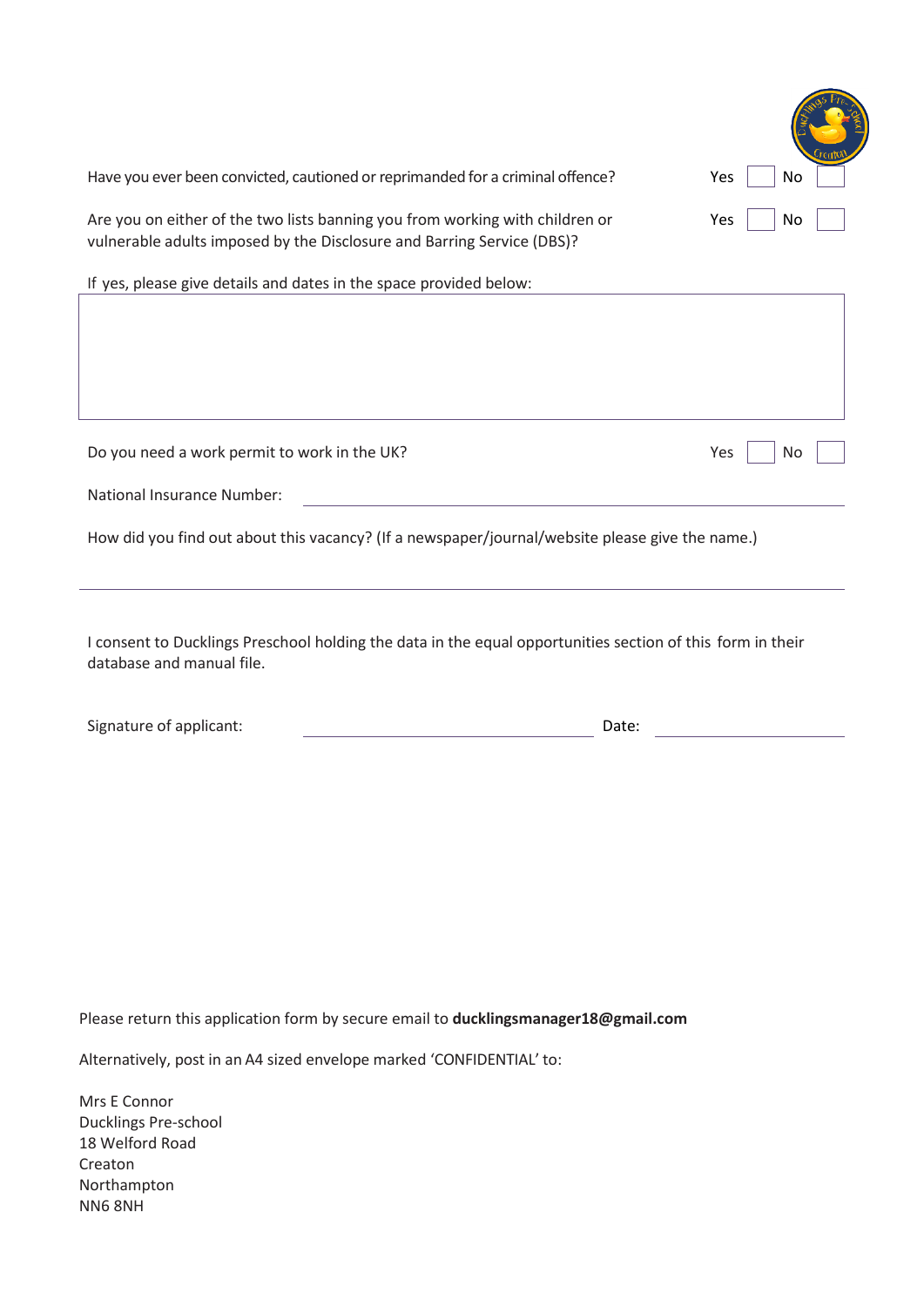Have you ever been convicted, cautioned or reprimanded for a criminal offence? Yes ☐ No ☐

Are you on either of the two lists banning you from working with children or vulnerable adults imposed by the Disclosure and Barring Service (DBS)? Yes ☐ No ☐

If yes, please give details and dates in the space provided below:

| |
|---|
| |

Do you need a work permit to work in the UK? Yes ☐ No ☐

National Insurance Number: ______________________________

How did you find out about this vacancy? (If a newspaper/journal/website please give the name.)

______________________________

I consent to Ducklings Preschool holding the data in the equal opportunities section of this form in their database and manual file.

Signature of applicant: ______________________________ Date: ______________

Please return this application form by secure email to **ducklingsmanager18@gmail.com**

Alternatively, post in an A4 sized envelope marked 'CONFIDENTIAL' to:

Mrs E Connor
Ducklings Pre-school
18 Welford Road
Creaton
Northampton
NN6 8NH